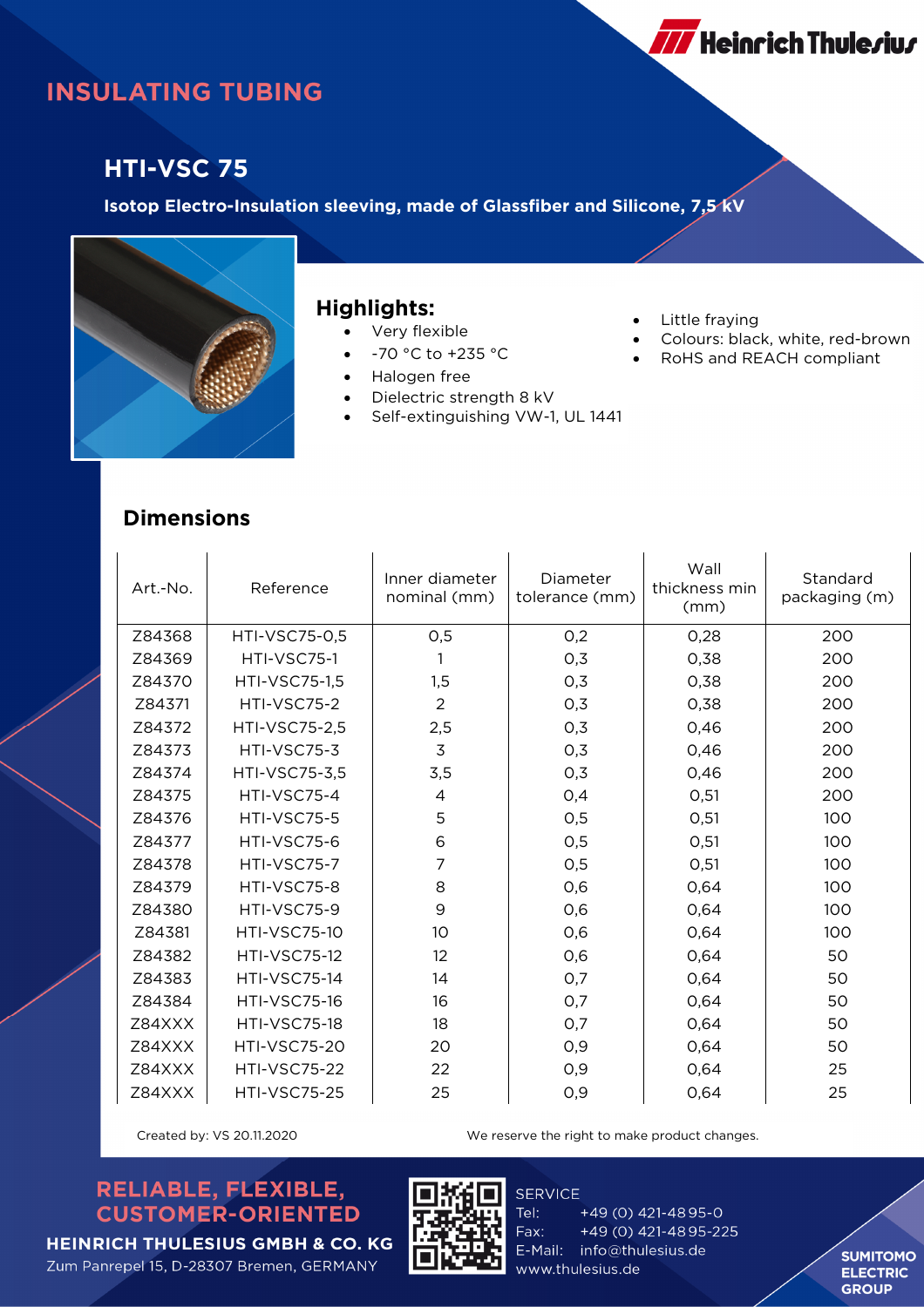# INSULATING TUBING

## HTI-VSC 75

**Isotop Electro-Insulation sleeving, made of Glassfiber and Silicone, 7,5 kV**

### Highlights:

- Very flexible
- -70 °C to +235 °C
- Halogen free
- Dielectric strength 8 kV
- Self-extinguishing VW-1, UL 1441
- Little fraying
- Colours: black, white, red-brown
- RoHS and REACH compliant

### Dimensions

| Art.-No. | Reference | Inner diameter nominal (mm) | Diameter tolerance (mm) | Wall thickness min (mm) | Standard packaging (m) |
|---|---|---|---|---|---|
| Z84368 | HTI-VSC75-0,5 | 0,5 | 0,2 | 0,28 | 200 |
| Z84369 | HTI-VSC75-1 | 1 | 0,3 | 0,38 | 200 |
| Z84370 | HTI-VSC75-1,5 | 1,5 | 0,3 | 0,38 | 200 |
| Z84371 | HTI-VSC75-2 | 2 | 0,3 | 0,38 | 200 |
| Z84372 | HTI-VSC75-2,5 | 2,5 | 0,3 | 0,46 | 200 |
| Z84373 | HTI-VSC75-3 | 3 | 0,3 | 0,46 | 200 |
| Z84374 | HTI-VSC75-3,5 | 3,5 | 0,3 | 0,46 | 200 |
| Z84375 | HTI-VSC75-4 | 4 | 0,4 | 0,51 | 200 |
| Z84376 | HTI-VSC75-5 | 5 | 0,5 | 0,51 | 100 |
| Z84377 | HTI-VSC75-6 | 6 | 0,5 | 0,51 | 100 |
| Z84378 | HTI-VSC75-7 | 7 | 0,5 | 0,51 | 100 |
| Z84379 | HTI-VSC75-8 | 8 | 0,6 | 0,64 | 100 |
| Z84380 | HTI-VSC75-9 | 9 | 0,6 | 0,64 | 100 |
| Z84381 | HTI-VSC75-10 | 10 | 0,6 | 0,64 | 100 |
| Z84382 | HTI-VSC75-12 | 12 | 0,6 | 0,64 | 50 |
| Z84383 | HTI-VSC75-14 | 14 | 0,7 | 0,64 | 50 |
| Z84384 | HTI-VSC75-16 | 16 | 0,7 | 0,64 | 50 |
| Z84XXX | HTI-VSC75-18 | 18 | 0,7 | 0,64 | 50 |
| Z84XXX | HTI-VSC75-20 | 20 | 0,9 | 0,64 | 50 |
| Z84XXX | HTI-VSC75-22 | 22 | 0,9 | 0,64 | 25 |
| Z84XXX | HTI-VSC75-25 | 25 | 0,9 | 0,64 | 25 |

Created by: VS 20.11.2020

We reserve the right to make product changes.

**RELIABLE, FLEXIBLE, CUSTOMER-ORIENTED**

**HEINRICH THULESIUS GMBH & CO. KG**
Zum Panrepel 15, D-28307 Bremen, GERMANY

SERVICE
Tel: +49 (0) 421-4895-0
Fax: +49 (0) 421-4895-225
E-Mail: info@thulesius.de
www.thulesius.de

SUMITOMO ELECTRIC GROUP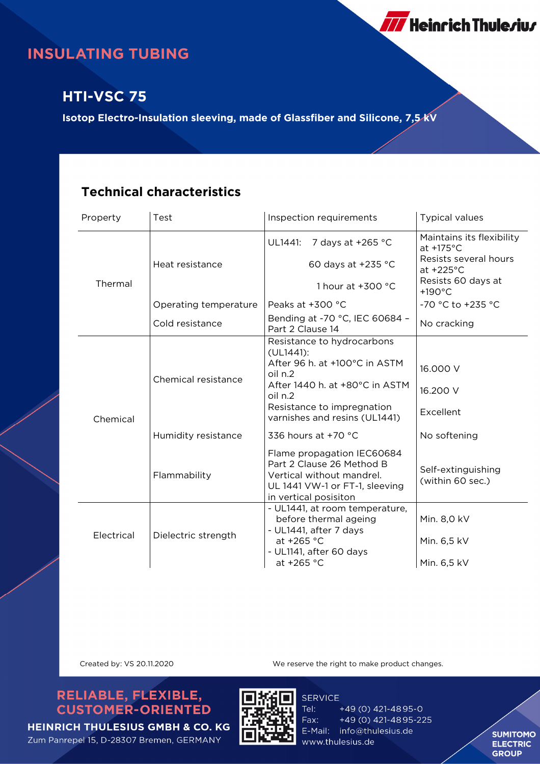INSULATING TUBING

## HTI-VSC 75

**Isotop Electro-Insulation sleeving, made of Glassfiber and Silicone, 7,5 kV**

### Technical characteristics

| Property | Test | Inspection requirements | Typical values |
|---|---|---|---|
| Thermal | Heat resistance | UL1441: 7 days at +265 °C | Maintains its flexibility at +175°C |
| | | 60 days at +235 °C | Resists several hours at +225°C |
| | | 1 hour at +300 °C | Resists 60 days at +190°C |
| | Operating temperature | Peaks at +300 °C | -70 °C to +235 °C |
| | Cold resistance | Bending at -70 °C, IEC 60684 – Part 2 Clause 14 | No cracking |
| Chemical | Chemical resistance | Resistance to hydrocarbons (UL1441): After 96 h. at +100°C in ASTM oil n.2 | 16.000 V |
| | | After 1440 h. at +80°C in ASTM oil n.2 | 16.200 V |
| | | Resistance to impregnation varnishes and resins (UL1441) | Excellent |
| | Humidity resistance | 336 hours at +70 °C | No softening |
| | Flammability | Flame propagation IEC60684 Part 2 Clause 26 Method B Vertical without mandrel. UL 1441 VW-1 or FT-1, sleeving in vertical posisiton | Self-extinguishing (within 60 sec.) |
| Electrical | Dielectric strength | - UL1441, at room temperature, before thermal ageing | Min. 8,0 kV |
| | | - UL1441, after 7 days at +265 °C | Min. 6,5 kV |
| | | - UL1141, after 60 days at +265 °C | Min. 6,5 kV |

Created by: VS 20.11.2020

We reserve the right to make product changes.

**RELIABLE, FLEXIBLE, CUSTOMER-ORIENTED**

**HEINRICH THULESIUS GMBH & CO. KG**
Zum Panrepel 15, D-28307 Bremen, GERMANY

SERVICE
Tel: +49 (0) 421-4895-0
Fax: +49 (0) 421-4895-225
E-Mail: info@thulesius.de
www.thulesius.de

SUMITOMO ELECTRIC GROUP